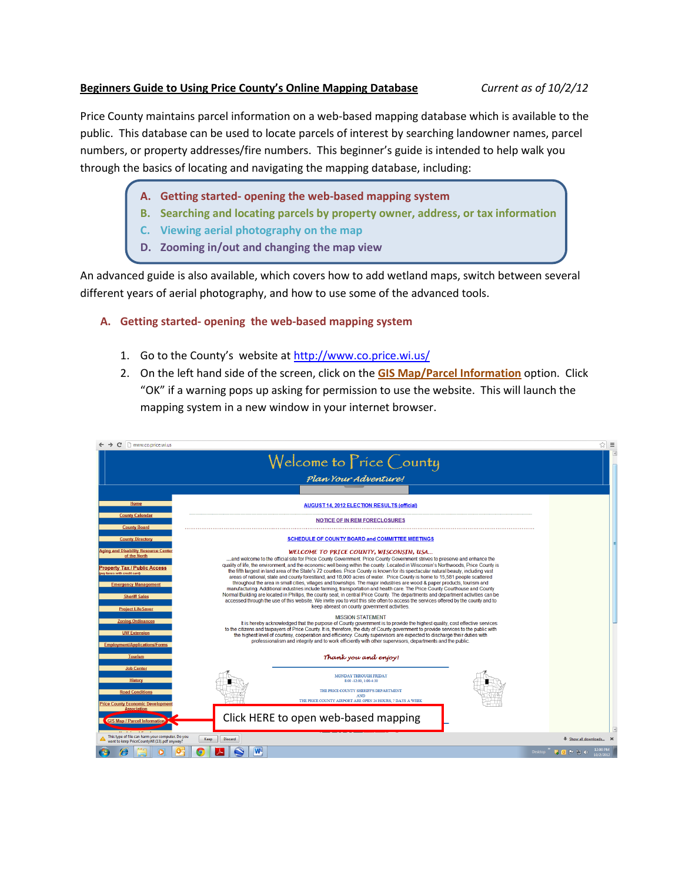**Beginners Guide to Using Price County's Online Mapping Database** *Current as of 10/2/12*

Price County maintains parcel information on a web-based mapping database which is available to the public. This database can be used to locate parcels of interest by searching landowner names, parcel numbers, or property addresses/fire numbers. This beginner's guide is intended to help walk you through the basics of locating and navigating the mapping database, including:

- **A. Getting started- opening the web-based mapping system**
- **B. Searching and locating parcels by property owner, address, or tax information**
- **C. Viewing aerial photography on the map**
- **D. Zooming in/out and changing the map view**

An advanced guide is also available, which covers how to add wetland maps, switch between several different years of aerial photography, and how to use some of the advanced tools.

## A. Getting started- opening the web-based mapping system

1. Go to the County's website at http://www.co.price.wi.us/
2. On the left hand side of the screen, click on the **GIS Map/Parcel Information** option. Click "OK" if a warning pops up asking for permission to use the website. This will launch the mapping system in a new window in your internet browser.

Click HERE to open web-based mapping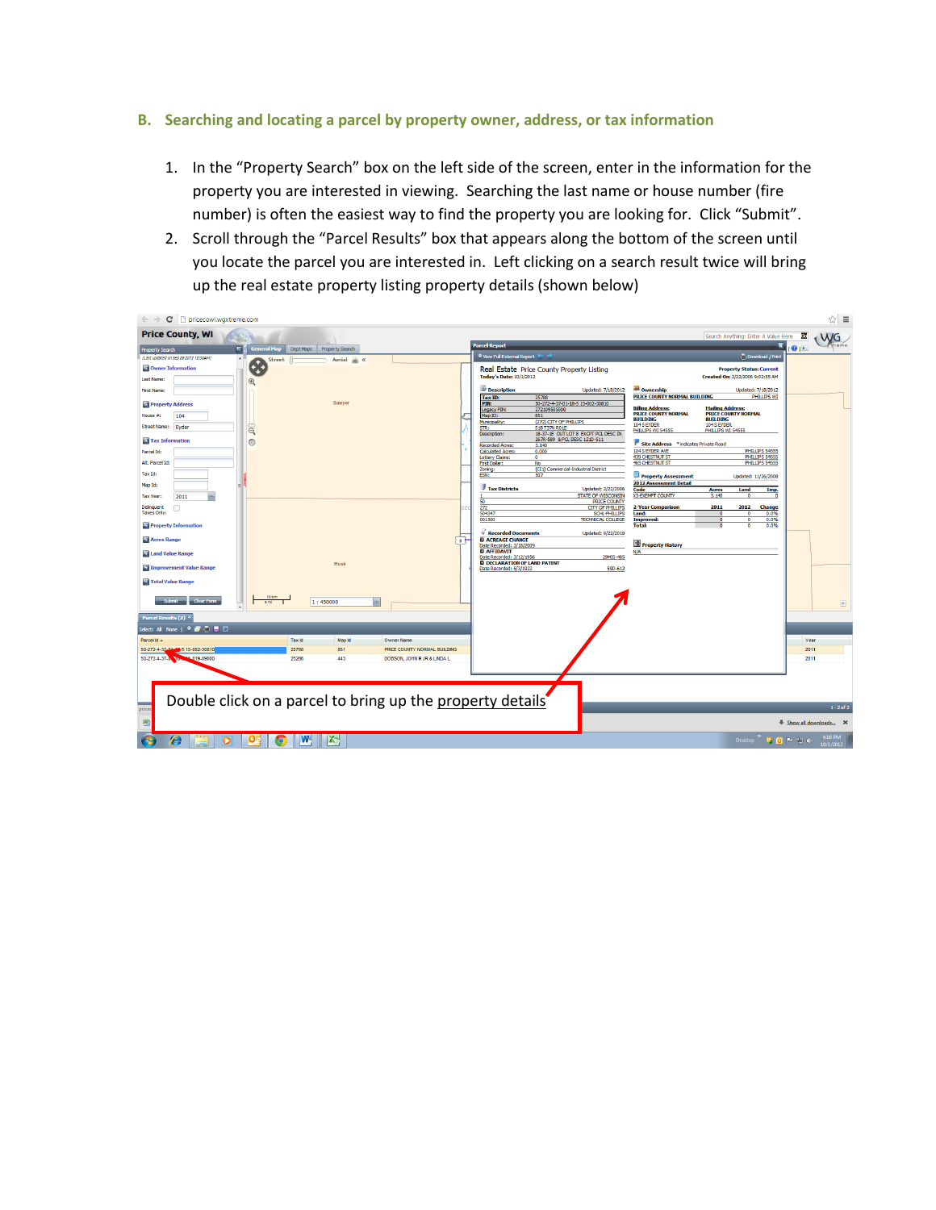## B. Searching and locating a parcel by property owner, address, or tax information

1. In the "Property Search" box on the left side of the screen, enter in the information for the property you are interested in viewing. Searching the last name or house number (fire number) is often the easiest way to find the property you are looking for. Click "Submit".
2. Scroll through the "Parcel Results" box that appears along the bottom of the screen until you locate the parcel you are interested in. Left clicking on a search result twice will bring up the real estate property listing property details (shown below)

Double click on a parcel to bring up the property details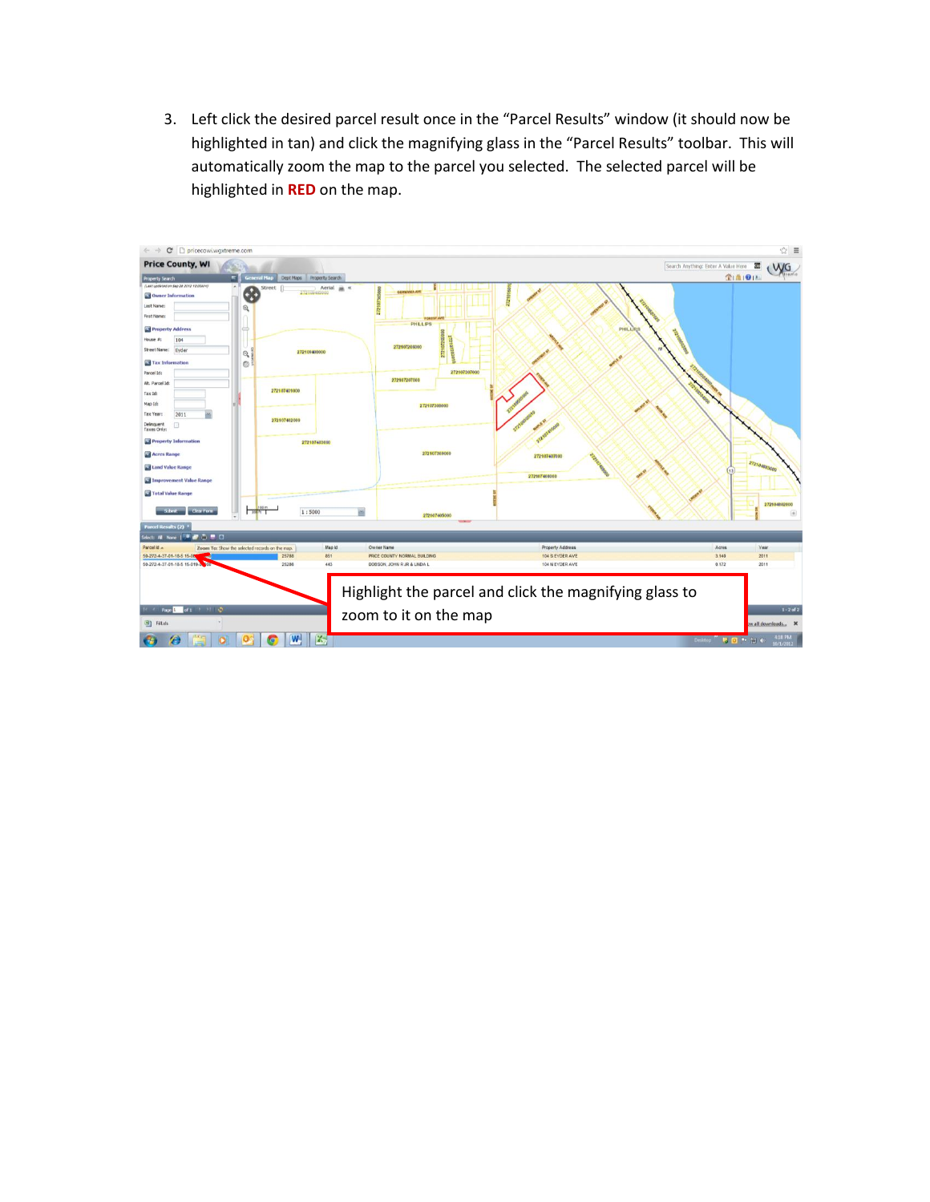3. Left click the desired parcel result once in the "Parcel Results" window (it should now be highlighted in tan) and click the magnifying glass in the "Parcel Results" toolbar. This will automatically zoom the map to the parcel you selected. The selected parcel will be highlighted in **RED** on the map.

Highlight the parcel and click the magnifying glass to zoom to it on the map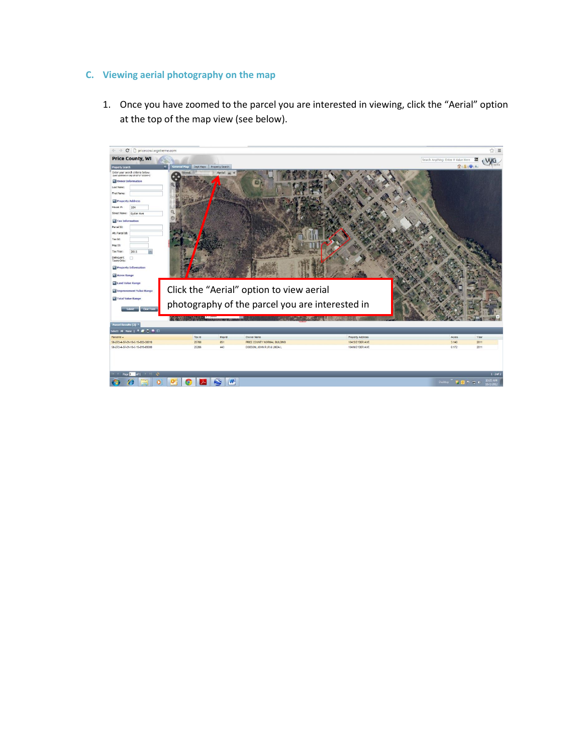## C. Viewing aerial photography on the map

1. Once you have zoomed to the parcel you are interested in viewing, click the "Aerial" option at the top of the map view (see below).

Click the "Aerial" option to view aerial photography of the parcel you are interested in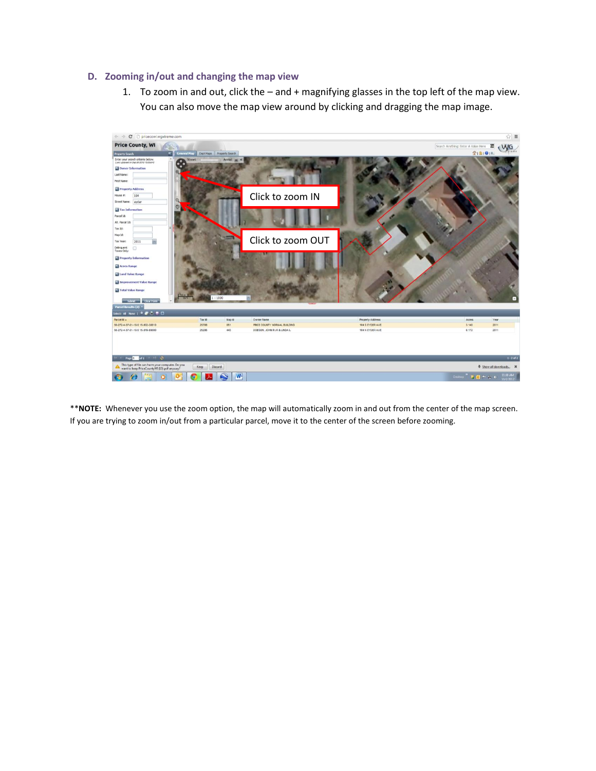### D. Zooming in/out and changing the map view

1. To zoom in and out, click the – and + magnifying glasses in the top left of the map view. You can also move the map view around by clicking and dragging the map image.

Click to zoom IN

Click to zoom OUT

****NOTE:** Whenever you use the zoom option, the map will automatically zoom in and out from the center of the map screen. If you are trying to zoom in/out from a particular parcel, move it to the center of the screen before zooming.